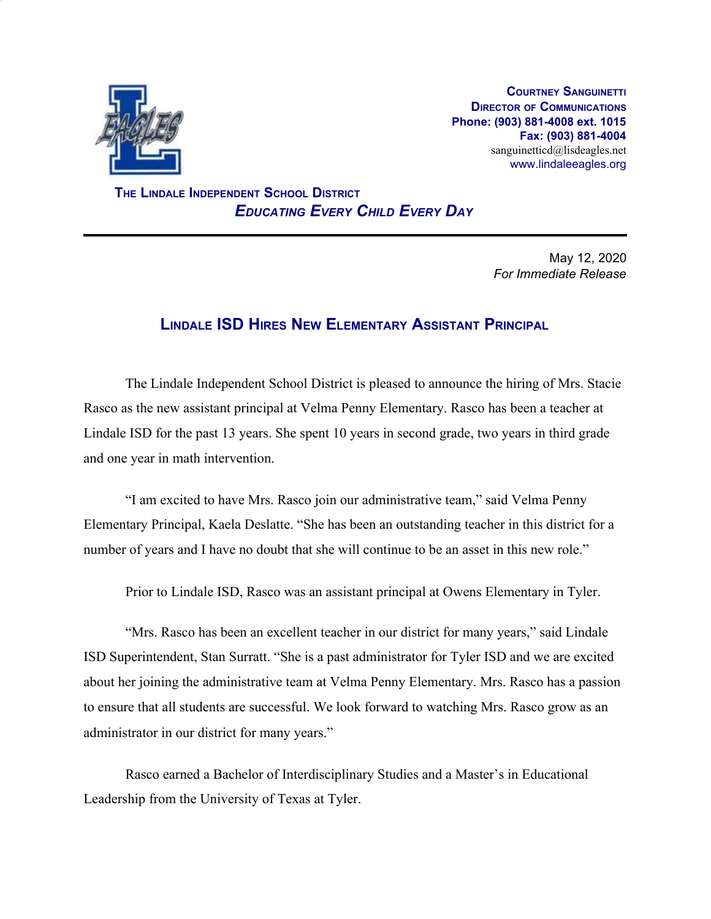**Courtney Sanguinetti**
**Director of Communications**
**Phone: (903) 881-4008 ext. 1015**
**Fax: (903) 881-4004**
sanguinetticd@lisdeagles.net
www.lindaleeagles.org

**The Lindale Independent School District**
***Educating Every Child Every Day***

---

May 12, 2020
*For Immediate Release*

## Lindale ISD Hires New Elementary Assistant Principal

The Lindale Independent School District is pleased to announce the hiring of Mrs. Stacie Rasco as the new assistant principal at Velma Penny Elementary. Rasco has been a teacher at Lindale ISD for the past 13 years. She spent 10 years in second grade, two years in third grade and one year in math intervention.

"I am excited to have Mrs. Rasco join our administrative team," said Velma Penny Elementary Principal, Kaela Deslatte. "She has been an outstanding teacher in this district for a number of years and I have no doubt that she will continue to be an asset in this new role."

Prior to Lindale ISD, Rasco was an assistant principal at Owens Elementary in Tyler.

"Mrs. Rasco has been an excellent teacher in our district for many years," said Lindale ISD Superintendent, Stan Surratt. "She is a past administrator for Tyler ISD and we are excited about her joining the administrative team at Velma Penny Elementary. Mrs. Rasco has a passion to ensure that all students are successful. We look forward to watching Mrs. Rasco grow as an administrator in our district for many years."

Rasco earned a Bachelor of Interdisciplinary Studies and a Master's in Educational Leadership from the University of Texas at Tyler.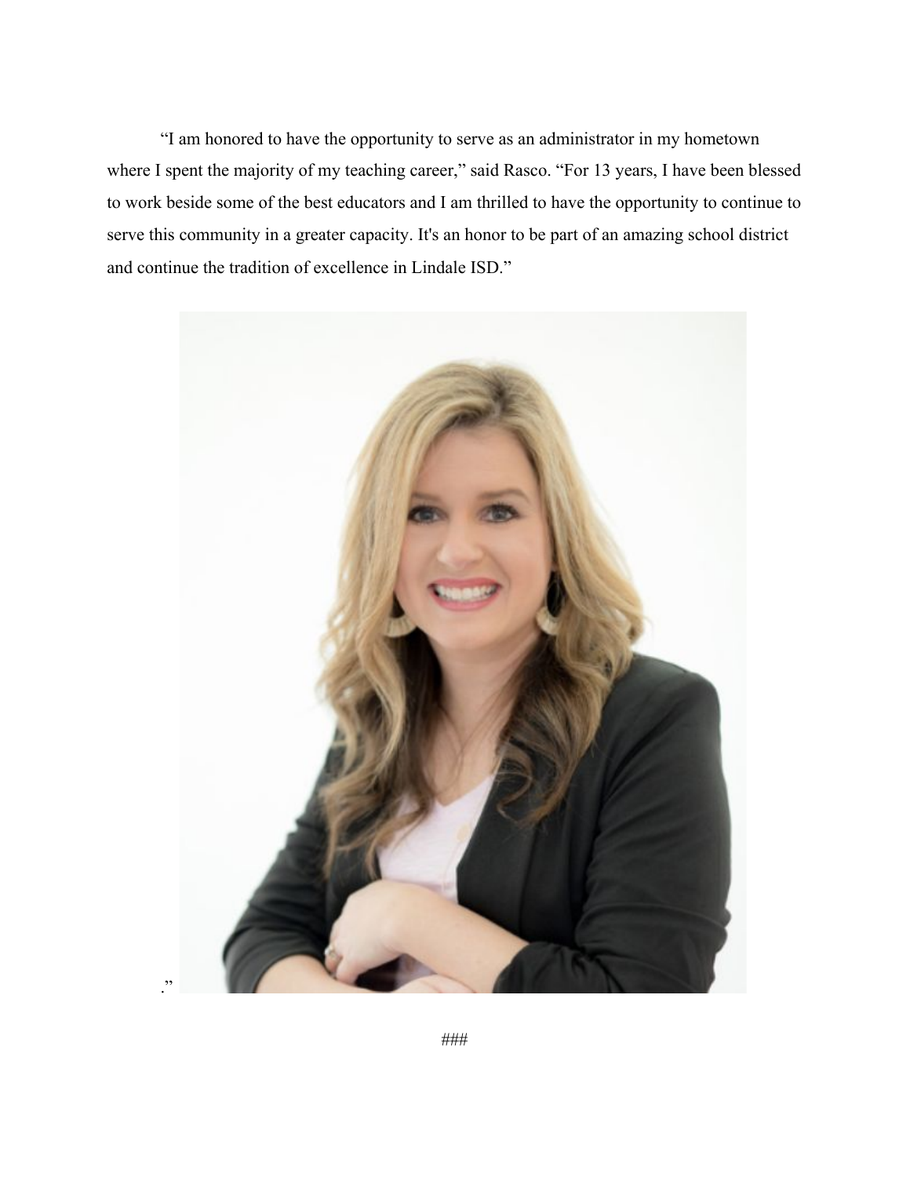"I am honored to have the opportunity to serve as an administrator in my hometown where I spent the majority of my teaching career," said Rasco. "For 13 years, I have been blessed to work beside some of the best educators and I am thrilled to have the opportunity to continue to serve this community in a greater capacity. It's an honor to be part of an amazing school district and continue the tradition of excellence in Lindale ISD."

."

###